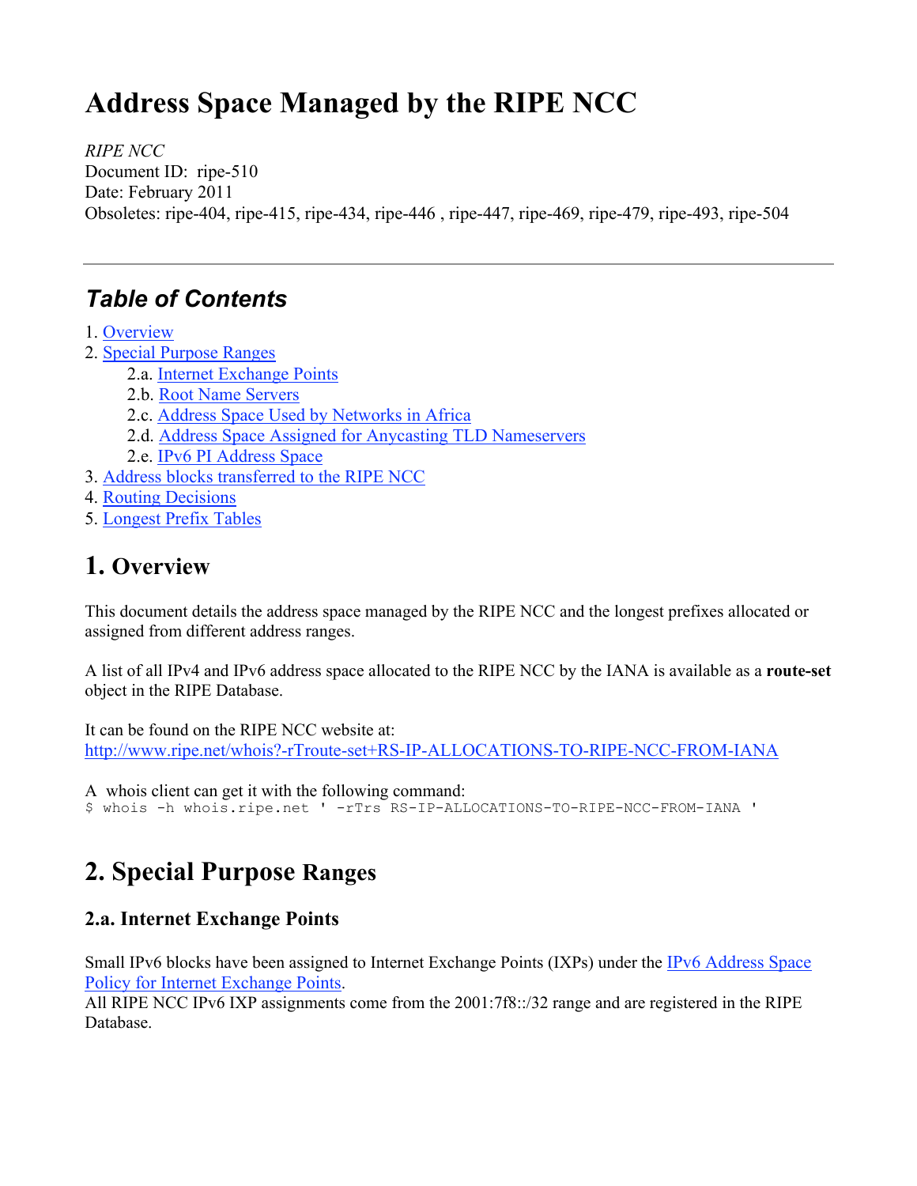# Address Space Managed by the RIPE NCC

*RIPE NCC*
Document ID: ripe-510
Date: February 2011
Obsoletes: ripe-404, ripe-415, ripe-434, ripe-446 , ripe-447, ripe-469, ripe-479, ripe-493, ripe-504

---

## *Table of Contents*

1. Overview
2. Special Purpose Ranges
   - 2.a. Internet Exchange Points
   - 2.b. Root Name Servers
   - 2.c. Address Space Used by Networks in Africa
   - 2.d. Address Space Assigned for Anycasting TLD Nameservers
   - 2.e. IPv6 PI Address Space
3. Address blocks transferred to the RIPE NCC
4. Routing Decisions
5. Longest Prefix Tables

## 1. Overview

This document details the address space managed by the RIPE NCC and the longest prefixes allocated or assigned from different address ranges.

A list of all IPv4 and IPv6 address space allocated to the RIPE NCC by the IANA is available as a **route-set** object in the RIPE Database.

It can be found on the RIPE NCC website at:
http://www.ripe.net/whois?-rTroute-set+RS-IP-ALLOCATIONS-TO-RIPE-NCC-FROM-IANA

A whois client can get it with the following command:

```
$ whois -h whois.ripe.net ' -rTrs RS-IP-ALLOCATIONS-TO-RIPE-NCC-FROM-IANA '
```

## 2. Special Purpose Ranges

### 2.a. Internet Exchange Points

Small IPv6 blocks have been assigned to Internet Exchange Points (IXPs) under the IPv6 Address Space Policy for Internet Exchange Points.
All RIPE NCC IPv6 IXP assignments come from the 2001:7f8::/32 range and are registered in the RIPE Database.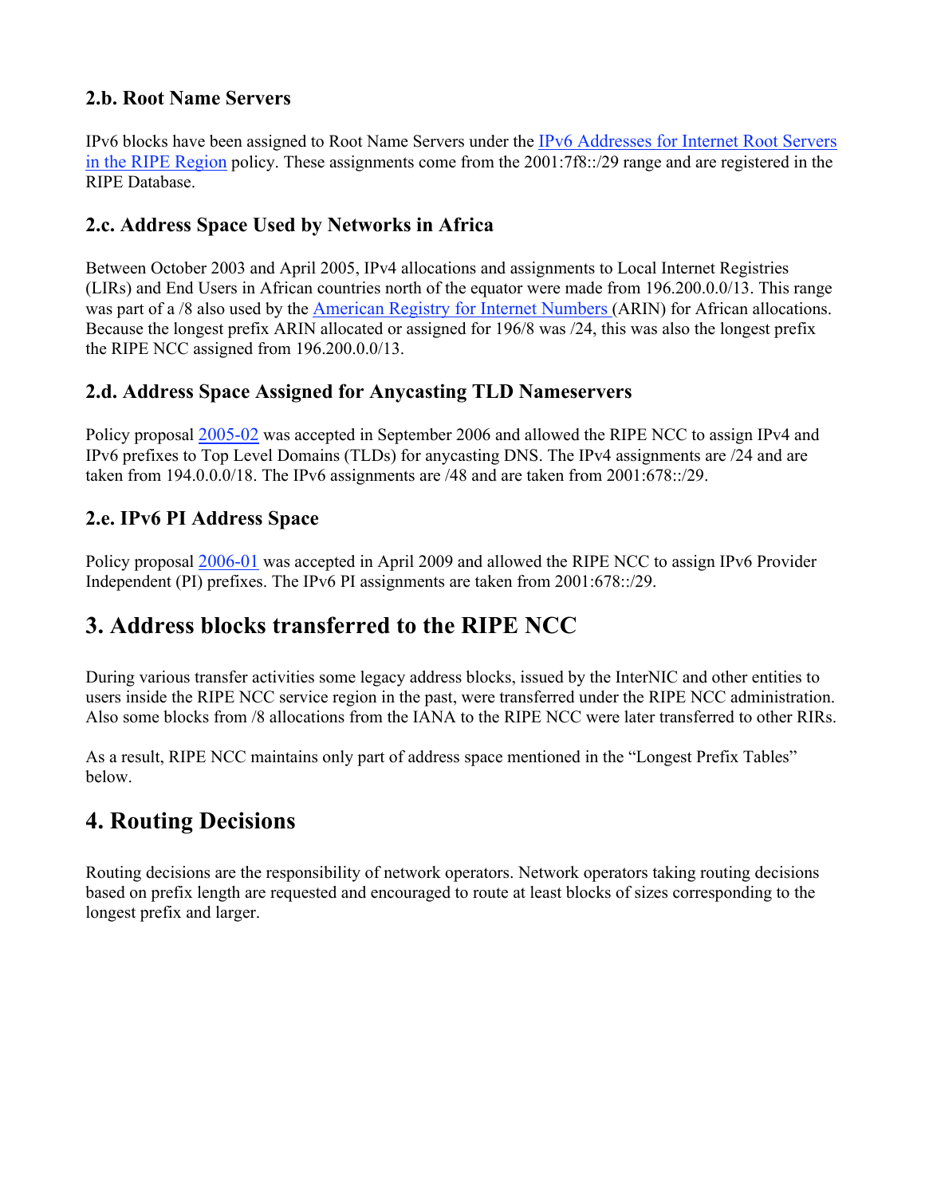### 2.b. Root Name Servers

IPv6 blocks have been assigned to Root Name Servers under the IPv6 Addresses for Internet Root Servers in the RIPE Region policy. These assignments come from the 2001:7f8::/29 range and are registered in the RIPE Database.

### 2.c. Address Space Used by Networks in Africa

Between October 2003 and April 2005, IPv4 allocations and assignments to Local Internet Registries (LIRs) and End Users in African countries north of the equator were made from 196.200.0.0/13. This range was part of a /8 also used by the American Registry for Internet Numbers (ARIN) for African allocations. Because the longest prefix ARIN allocated or assigned for 196/8 was /24, this was also the longest prefix the RIPE NCC assigned from 196.200.0.0/13.

### 2.d. Address Space Assigned for Anycasting TLD Nameservers

Policy proposal 2005-02 was accepted in September 2006 and allowed the RIPE NCC to assign IPv4 and IPv6 prefixes to Top Level Domains (TLDs) for anycasting DNS. The IPv4 assignments are /24 and are taken from 194.0.0.0/18. The IPv6 assignments are /48 and are taken from 2001:678::/29.

### 2.e. IPv6 PI Address Space

Policy proposal 2006-01 was accepted in April 2009 and allowed the RIPE NCC to assign IPv6 Provider Independent (PI) prefixes. The IPv6 PI assignments are taken from 2001:678::/29.

## 3. Address blocks transferred to the RIPE NCC

During various transfer activities some legacy address blocks, issued by the InterNIC and other entities to users inside the RIPE NCC service region in the past, were transferred under the RIPE NCC administration. Also some blocks from /8 allocations from the IANA to the RIPE NCC were later transferred to other RIRs.

As a result, RIPE NCC maintains only part of address space mentioned in the "Longest Prefix Tables" below.

## 4. Routing Decisions

Routing decisions are the responsibility of network operators. Network operators taking routing decisions based on prefix length are requested and encouraged to route at least blocks of sizes corresponding to the longest prefix and larger.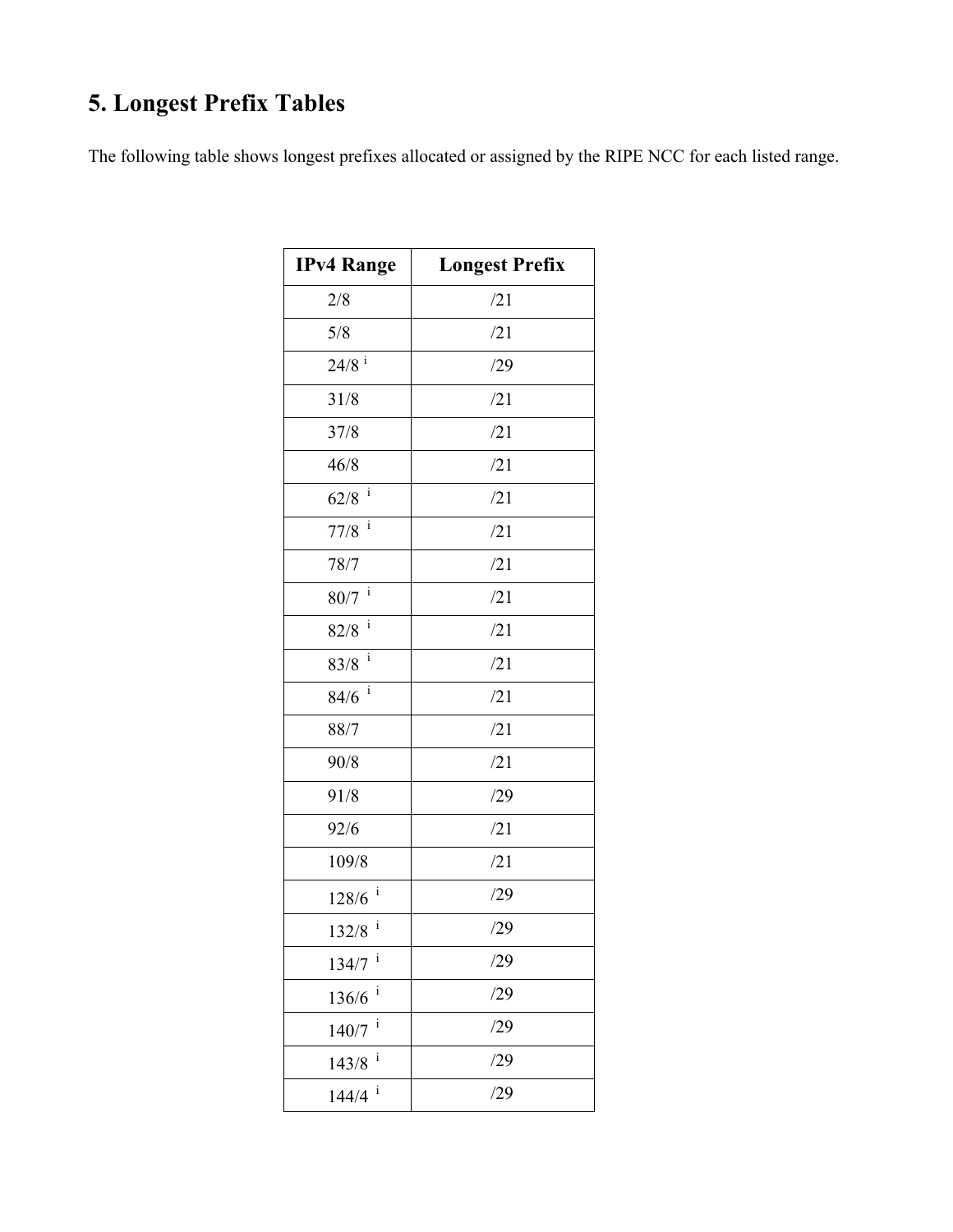# 5. Longest Prefix Tables

The following table shows longest prefixes allocated or assigned by the RIPE NCC for each listed range.

| IPv4 Range | Longest Prefix |
|---|---|
| 2/8 | /21 |
| 5/8 | /21 |
| 24/8 [i] | /29 |
| 31/8 | /21 |
| 37/8 | /21 |
| 46/8 | /21 |
| 62/8 [i] | /21 |
| 77/8 [i] | /21 |
| 78/7 | /21 |
| 80/7 [i] | /21 |
| 82/8 [i] | /21 |
| 83/8 [i] | /21 |
| 84/6 [i] | /21 |
| 88/7 | /21 |
| 90/8 | /21 |
| 91/8 | /29 |
| 92/6 | /21 |
| 109/8 | /21 |
| 128/6 [i] | /29 |
| 132/8 [i] | /29 |
| 134/7 [i] | /29 |
| 136/6 [i] | /29 |
| 140/7 [i] | /29 |
| 143/8 [i] | /29 |
| 144/4 [i] | /29 |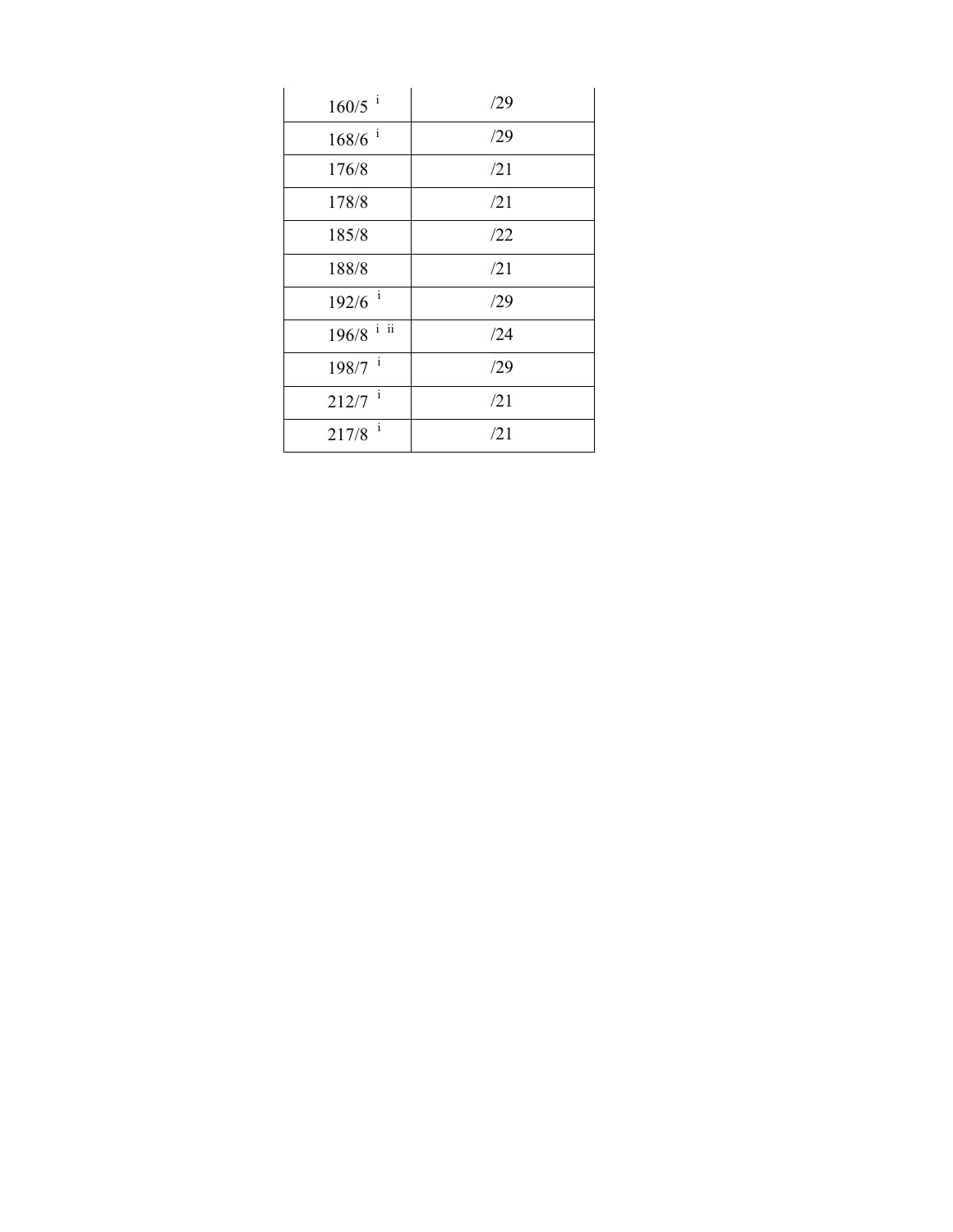| | |
|---|---|
| 160/5 [i] | /29 |
| 168/6 [i] | /29 |
| 176/8 | /21 |
| 178/8 | /21 |
| 185/8 | /22 |
| 188/8 | /21 |
| 192/6 [i] | /29 |
| 196/8 [i] [ii] | /24 |
| 198/7 [i] | /29 |
| 212/7 [i] | /21 |
| 217/8 [i] | /21 |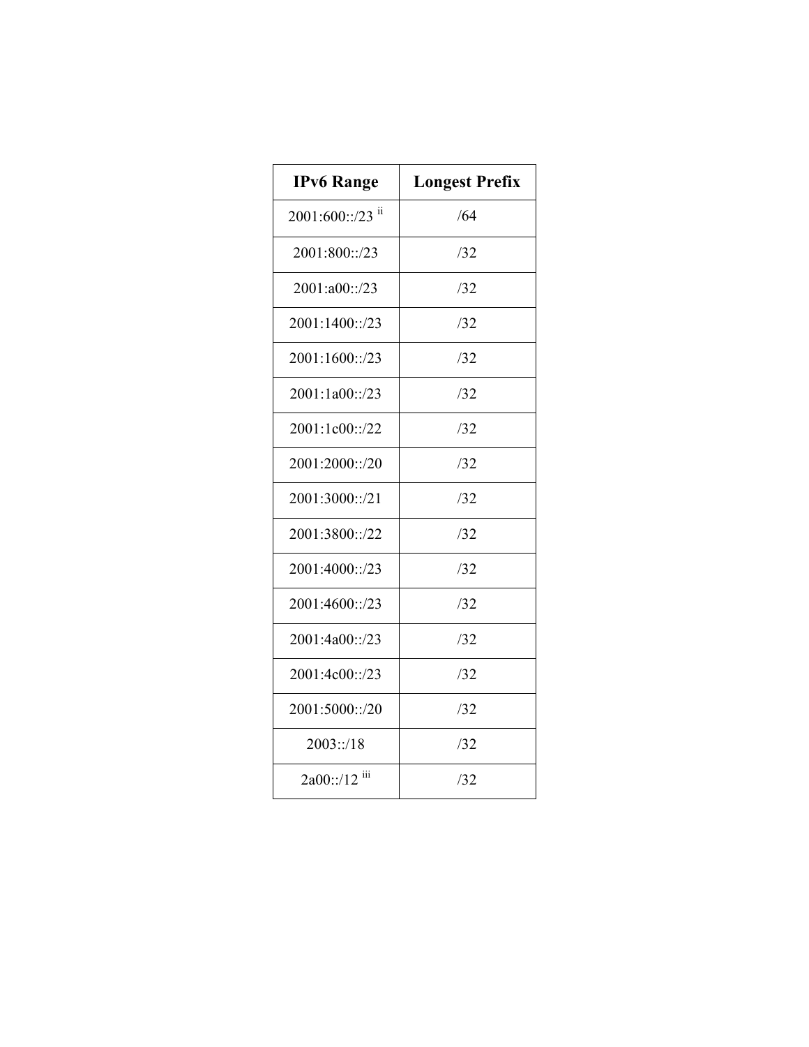| IPv6 Range | Longest Prefix |
| --- | --- |
| 2001:600::/23 [ii] | /64 |
| 2001:800::/23 | /32 |
| 2001:a00::/23 | /32 |
| 2001:1400::/23 | /32 |
| 2001:1600::/23 | /32 |
| 2001:1a00::/23 | /32 |
| 2001:1c00::/22 | /32 |
| 2001:2000::/20 | /32 |
| 2001:3000::/21 | /32 |
| 2001:3800::/22 | /32 |
| 2001:4000::/23 | /32 |
| 2001:4600::/23 | /32 |
| 2001:4a00::/23 | /32 |
| 2001:4c00::/23 | /32 |
| 2001:5000::/20 | /32 |
| 2003::/18 | /32 |
| 2a00::/12 [iii] | /32 |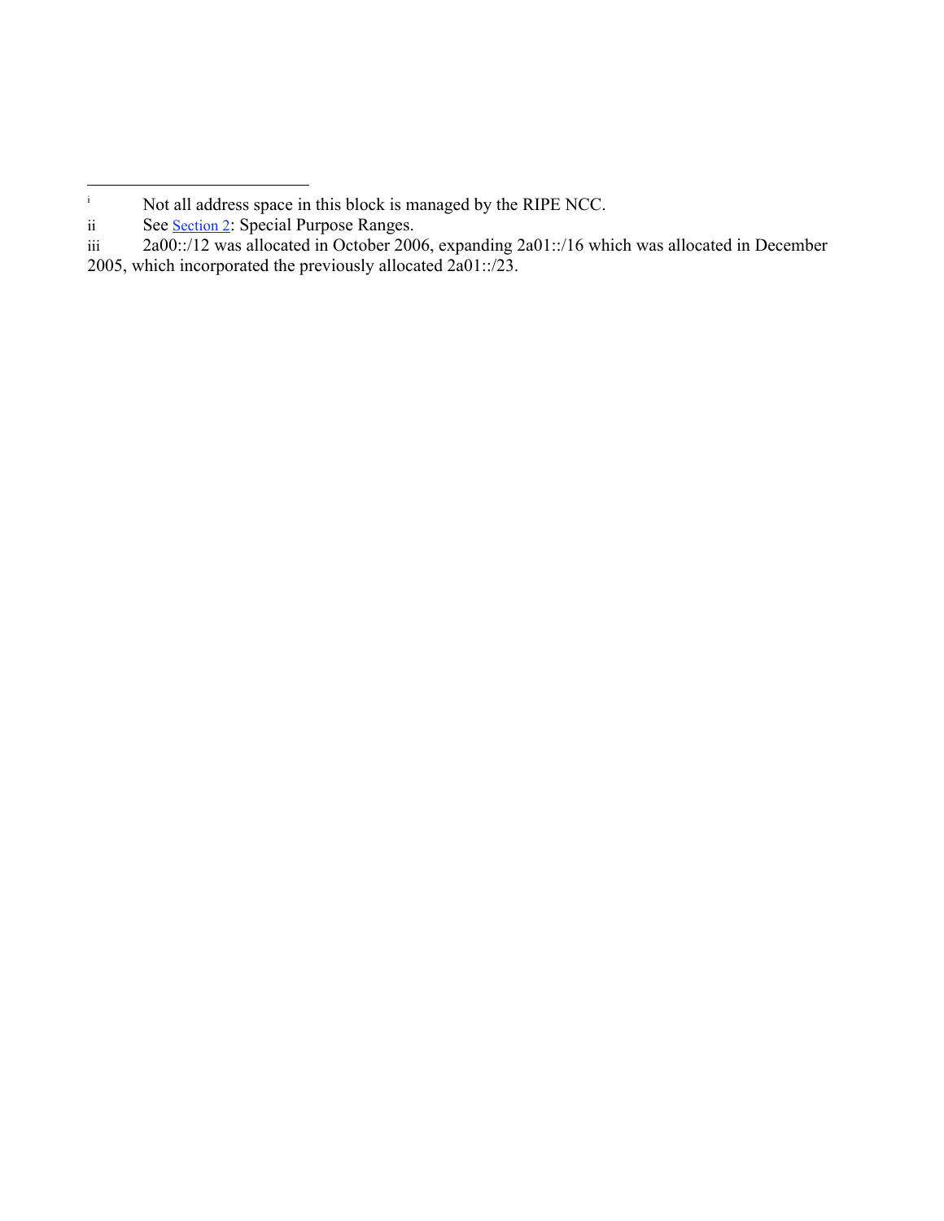---

i Not all address space in this block is managed by the RIPE NCC.

ii See Section 2: Special Purpose Ranges.

iii 2a00::/12 was allocated in October 2006, expanding 2a01::/16 which was allocated in December 2005, which incorporated the previously allocated 2a01::/23.